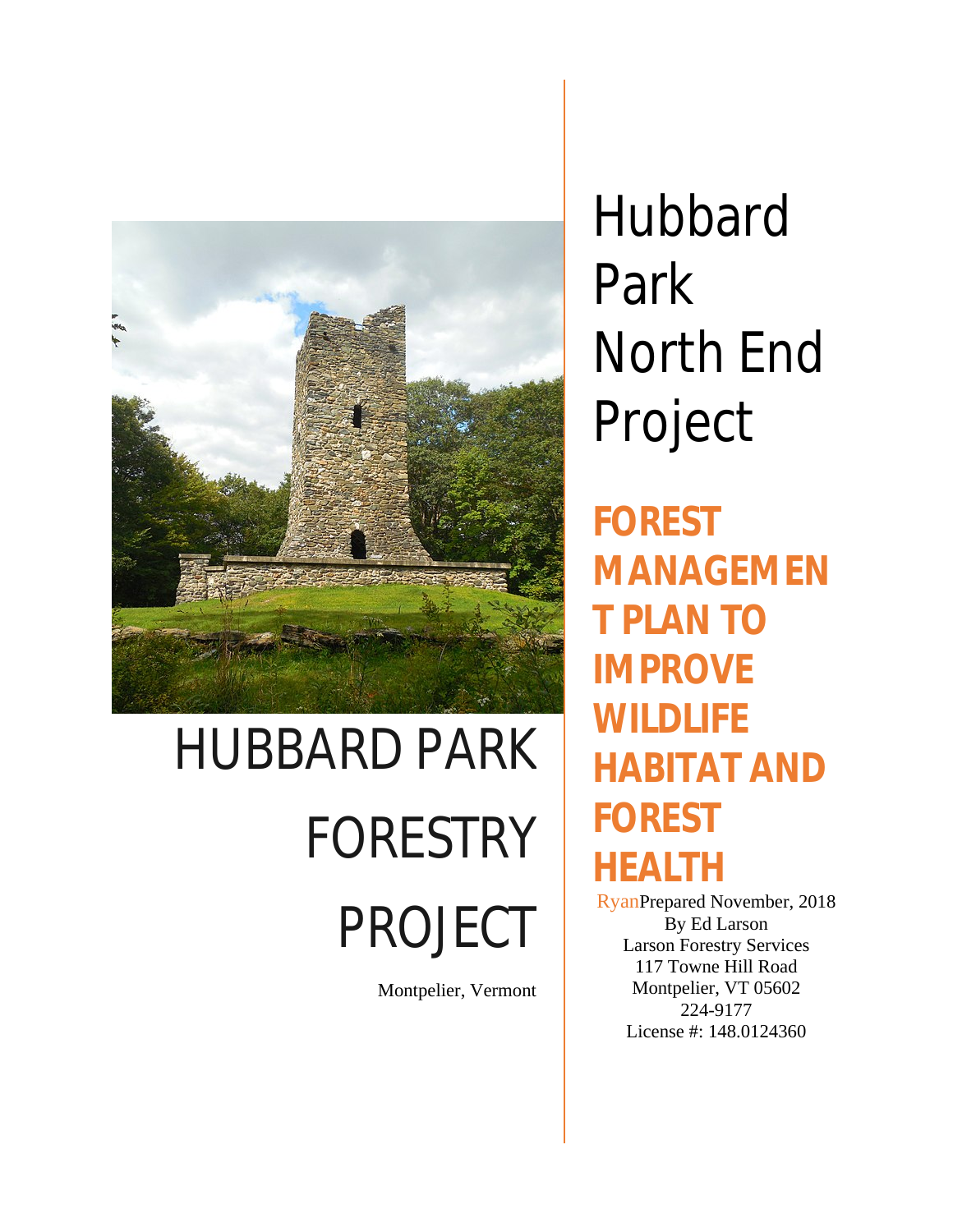# HUBBARD PARK FORESTRY PROJECT

Montpelier, Vermont

# Hubbard Park North End Project

## FOREST MANAGEMENT PLAN TO IMPROVE WILDLIFE HABITAT AND FOREST HEALTH

RyanPrepared November, 2018
By Ed Larson
Larson Forestry Services
117 Towne Hill Road
Montpelier, VT 05602
224-9177
License #: 148.0124360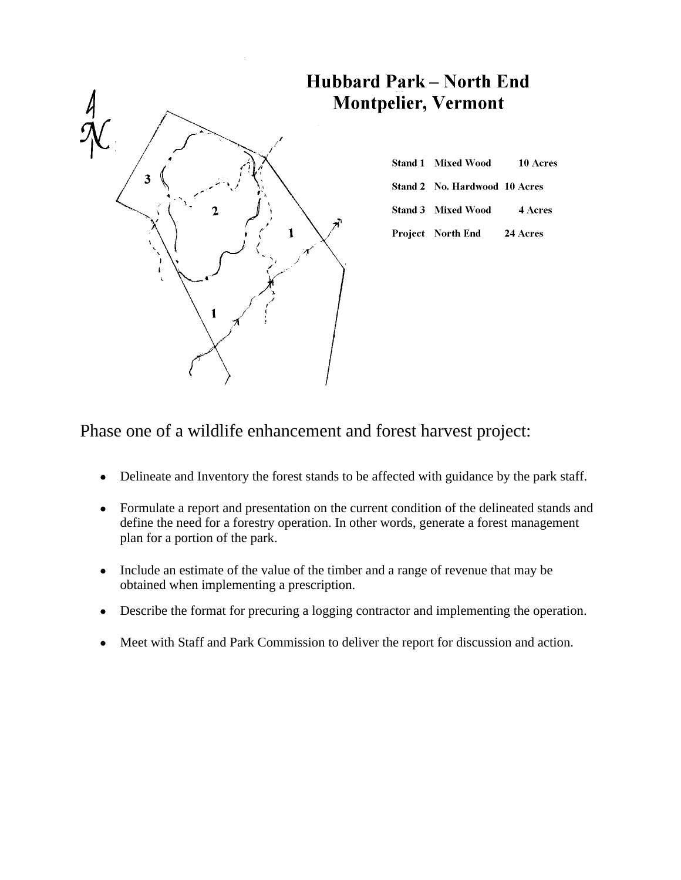# Hubbard Park – North End
## Montpelier, Vermont

| Stand 1 | Mixed Wood | 10 Acres |
| --- | --- | --- |
| Stand 2 | No. Hardwood | 10 Acres |
| Stand 3 | Mixed Wood | 4 Acres |
| Project | North End | 24 Acres |

Phase one of a wildlife enhancement and forest harvest project:

- Delineate and Inventory the forest stands to be affected with guidance by the park staff.
- Formulate a report and presentation on the current condition of the delineated stands and define the need for a forestry operation. In other words, generate a forest management plan for a portion of the park.
- Include an estimate of the value of the timber and a range of revenue that may be obtained when implementing a prescription.
- Describe the format for precuring a logging contractor and implementing the operation.
- Meet with Staff and Park Commission to deliver the report for discussion and action.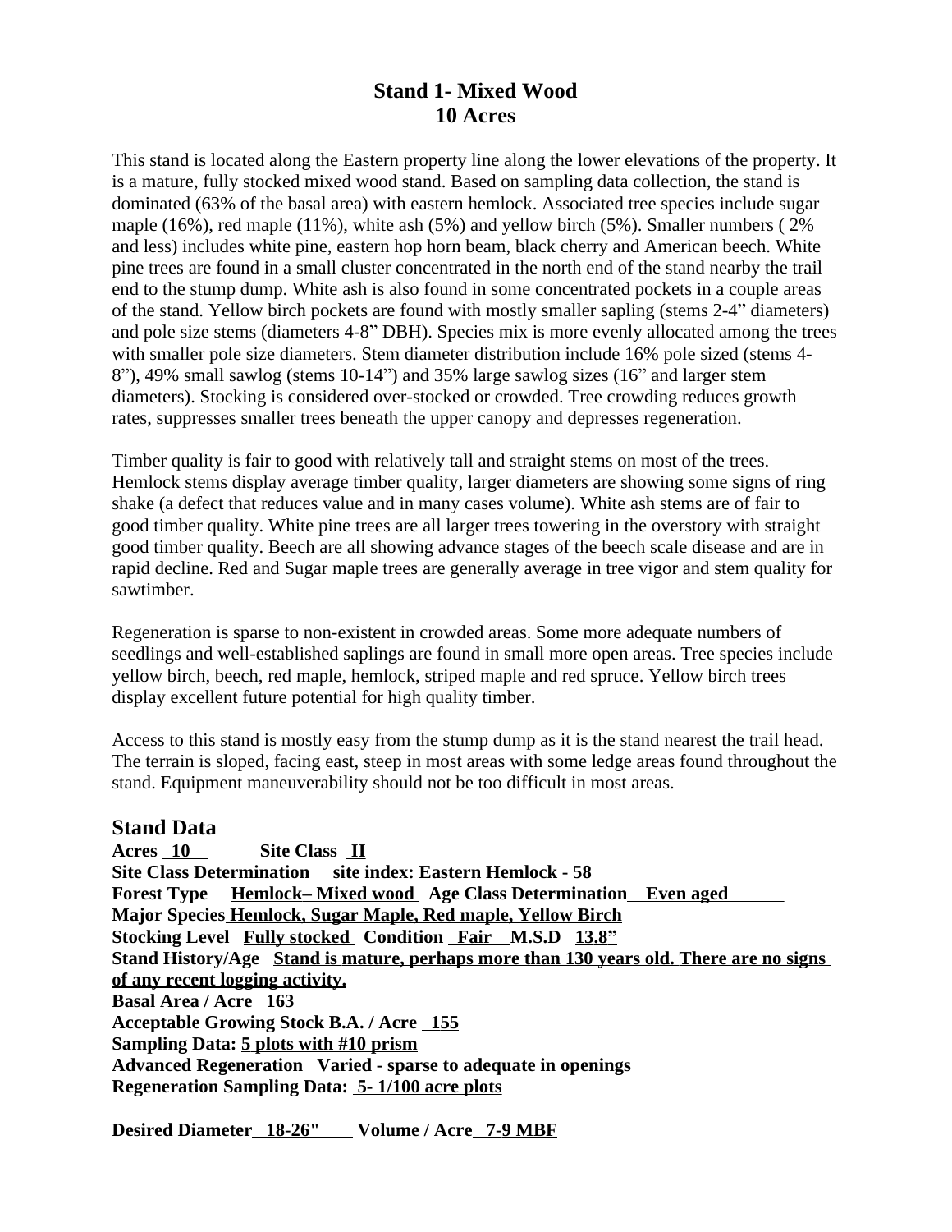# Stand 1- Mixed Wood
# 10 Acres

This stand is located along the Eastern property line along the lower elevations of the property. It is a mature, fully stocked mixed wood stand. Based on sampling data collection, the stand is dominated (63% of the basal area) with eastern hemlock. Associated tree species include sugar maple (16%), red maple (11%), white ash (5%) and yellow birch (5%). Smaller numbers ( 2% and less) includes white pine, eastern hop horn beam, black cherry and American beech. White pine trees are found in a small cluster concentrated in the north end of the stand nearby the trail end to the stump dump. White ash is also found in some concentrated pockets in a couple areas of the stand. Yellow birch pockets are found with mostly smaller sapling (stems 2-4" diameters) and pole size stems (diameters 4-8" DBH). Species mix is more evenly allocated among the trees with smaller pole size diameters. Stem diameter distribution include 16% pole sized (stems 4-8"), 49% small sawlog (stems 10-14") and 35% large sawlog sizes (16" and larger stem diameters). Stocking is considered over-stocked or crowded. Tree crowding reduces growth rates, suppresses smaller trees beneath the upper canopy and depresses regeneration.

Timber quality is fair to good with relatively tall and straight stems on most of the trees. Hemlock stems display average timber quality, larger diameters are showing some signs of ring shake (a defect that reduces value and in many cases volume). White ash stems are of fair to good timber quality. White pine trees are all larger trees towering in the overstory with straight good timber quality. Beech are all showing advance stages of the beech scale disease and are in rapid decline. Red and Sugar maple trees are generally average in tree vigor and stem quality for sawtimber.

Regeneration is sparse to non-existent in crowded areas. Some more adequate numbers of seedlings and well-established saplings are found in small more open areas. Tree species include yellow birch, beech, red maple, hemlock, striped maple and red spruce. Yellow birch trees display excellent future potential for high quality timber.

Access to this stand is mostly easy from the stump dump as it is the stand nearest the trail head. The terrain is sloped, facing east, steep in most areas with some ledge areas found throughout the stand. Equipment maneuverability should not be too difficult in most areas.

## Stand Data

**Acres** 10 **Site Class** II
**Site Class Determination** site index: Eastern Hemlock - 58
**Forest Type** Hemlock– Mixed wood **Age Class Determination** Even aged
**Major Species** Hemlock, Sugar Maple, Red maple, Yellow Birch
**Stocking Level** Fully stocked **Condition** Fair **M.S.D** 13.8"
**Stand History/Age** Stand is mature, perhaps more than 130 years old. There are no signs of any recent logging activity.
**Basal Area / Acre** 163
**Acceptable Growing Stock B.A. / Acre** 155
**Sampling Data:** 5 plots with #10 prism
**Advanced Regeneration** Varied - sparse to adequate in openings
**Regeneration Sampling Data:** 5- 1/100 acre plots

**Desired Diameter** 18-26" **Volume / Acre** 7-9 MBF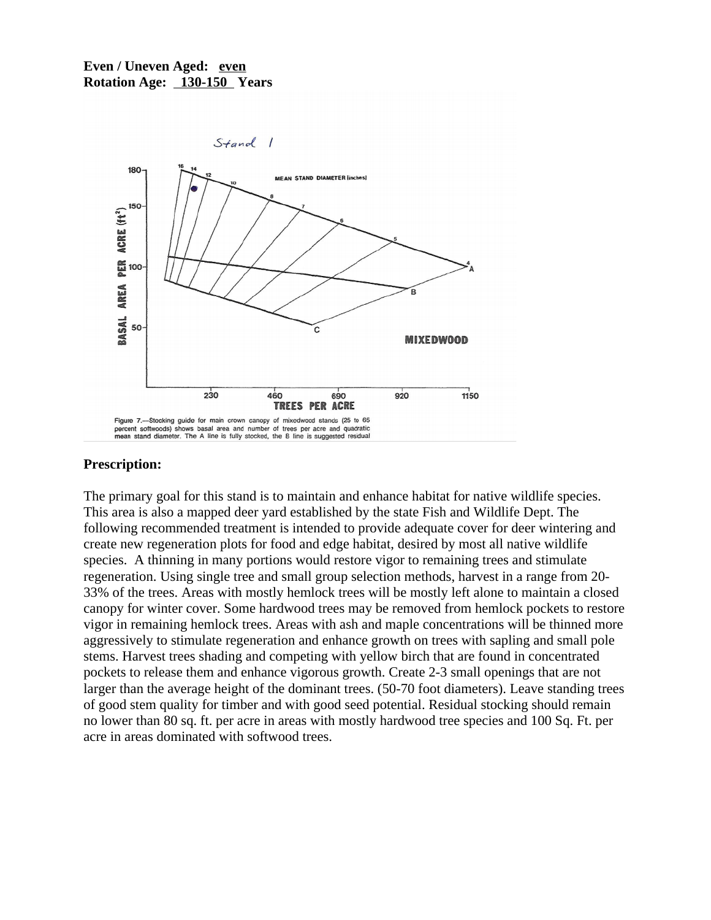**Even / Uneven Aged:** <u>even</u>
**Rotation Age:** <u>130-150</u> **Years**

Figure 7.—Stocking guide for main crown canopy of mixedwood stands (25 to 65 percent softwoods) shows basal area and number of trees per acre and quadratic mean stand diameter. The A line is fully stocked, the B line is suggested residual

## Prescription:

The primary goal for this stand is to maintain and enhance habitat for native wildlife species. This area is also a mapped deer yard established by the state Fish and Wildlife Dept. The following recommended treatment is intended to provide adequate cover for deer wintering and create new regeneration plots for food and edge habitat, desired by most all native wildlife species. A thinning in many portions would restore vigor to remaining trees and stimulate regeneration. Using single tree and small group selection methods, harvest in a range from 20-33% of the trees. Areas with mostly hemlock trees will be mostly left alone to maintain a closed canopy for winter cover. Some hardwood trees may be removed from hemlock pockets to restore vigor in remaining hemlock trees. Areas with ash and maple concentrations will be thinned more aggressively to stimulate regeneration and enhance growth on trees with sapling and small pole stems. Harvest trees shading and competing with yellow birch that are found in concentrated pockets to release them and enhance vigorous growth. Create 2-3 small openings that are not larger than the average height of the dominant trees. (50-70 foot diameters). Leave standing trees of good stem quality for timber and with good seed potential. Residual stocking should remain no lower than 80 sq. ft. per acre in areas with mostly hardwood tree species and 100 Sq. Ft. per acre in areas dominated with softwood trees.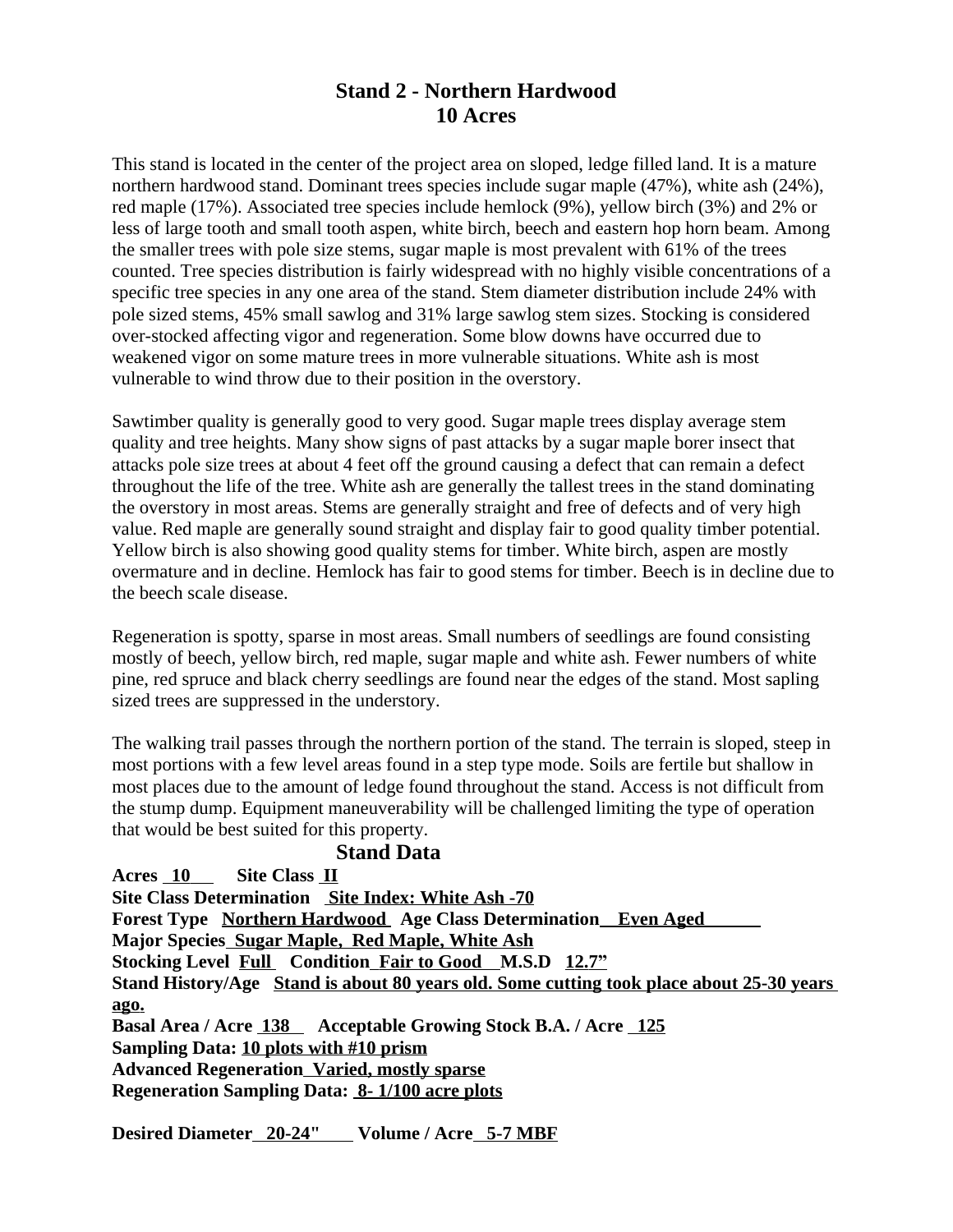# Stand 2 - Northern Hardwood
# 10 Acres

This stand is located in the center of the project area on sloped, ledge filled land. It is a mature northern hardwood stand. Dominant trees species include sugar maple (47%), white ash (24%), red maple (17%). Associated tree species include hemlock (9%), yellow birch (3%) and 2% or less of large tooth and small tooth aspen, white birch, beech and eastern hop horn beam. Among the smaller trees with pole size stems, sugar maple is most prevalent with 61% of the trees counted. Tree species distribution is fairly widespread with no highly visible concentrations of a specific tree species in any one area of the stand. Stem diameter distribution include 24% with pole sized stems, 45% small sawlog and 31% large sawlog stem sizes. Stocking is considered over-stocked affecting vigor and regeneration. Some blow downs have occurred due to weakened vigor on some mature trees in more vulnerable situations. White ash is most vulnerable to wind throw due to their position in the overstory.

Sawtimber quality is generally good to very good. Sugar maple trees display average stem quality and tree heights. Many show signs of past attacks by a sugar maple borer insect that attacks pole size trees at about 4 feet off the ground causing a defect that can remain a defect throughout the life of the tree. White ash are generally the tallest trees in the stand dominating the overstory in most areas. Stems are generally straight and free of defects and of very high value. Red maple are generally sound straight and display fair to good quality timber potential. Yellow birch is also showing good quality stems for timber. White birch, aspen are mostly overmature and in decline. Hemlock has fair to good stems for timber. Beech is in decline due to the beech scale disease.

Regeneration is spotty, sparse in most areas. Small numbers of seedlings are found consisting mostly of beech, yellow birch, red maple, sugar maple and white ash. Fewer numbers of white pine, red spruce and black cherry seedlings are found near the edges of the stand. Most sapling sized trees are suppressed in the understory.

The walking trail passes through the northern portion of the stand. The terrain is sloped, steep in most portions with a few level areas found in a step type mode. Soils are fertile but shallow in most places due to the amount of ledge found throughout the stand. Access is not difficult from the stump dump. Equipment maneuverability will be challenged limiting the type of operation that would be best suited for this property.

## Stand Data

**Acres** **10** **Site Class** **II**
**Site Class Determination** **Site Index: White Ash -70**
**Forest Type** **Northern Hardwood** **Age Class Determination** **Even Aged**
**Major Species** **Sugar Maple, Red Maple, White Ash**
**Stocking Level** **Full** **Condition** **Fair to Good** **M.S.D** **12.7”**
**Stand History/Age** **Stand is about 80 years old. Some cutting took place about 25-30 years ago.**
**Basal Area / Acre** **138** **Acceptable Growing Stock B.A. / Acre** **125**
**Sampling Data:** **10 plots with #10 prism**
**Advanced Regeneration** **Varied, mostly sparse**
**Regeneration Sampling Data:** **8- 1/100 acre plots**

**Desired Diameter** **20-24"** **Volume / Acre** **5-7 MBF**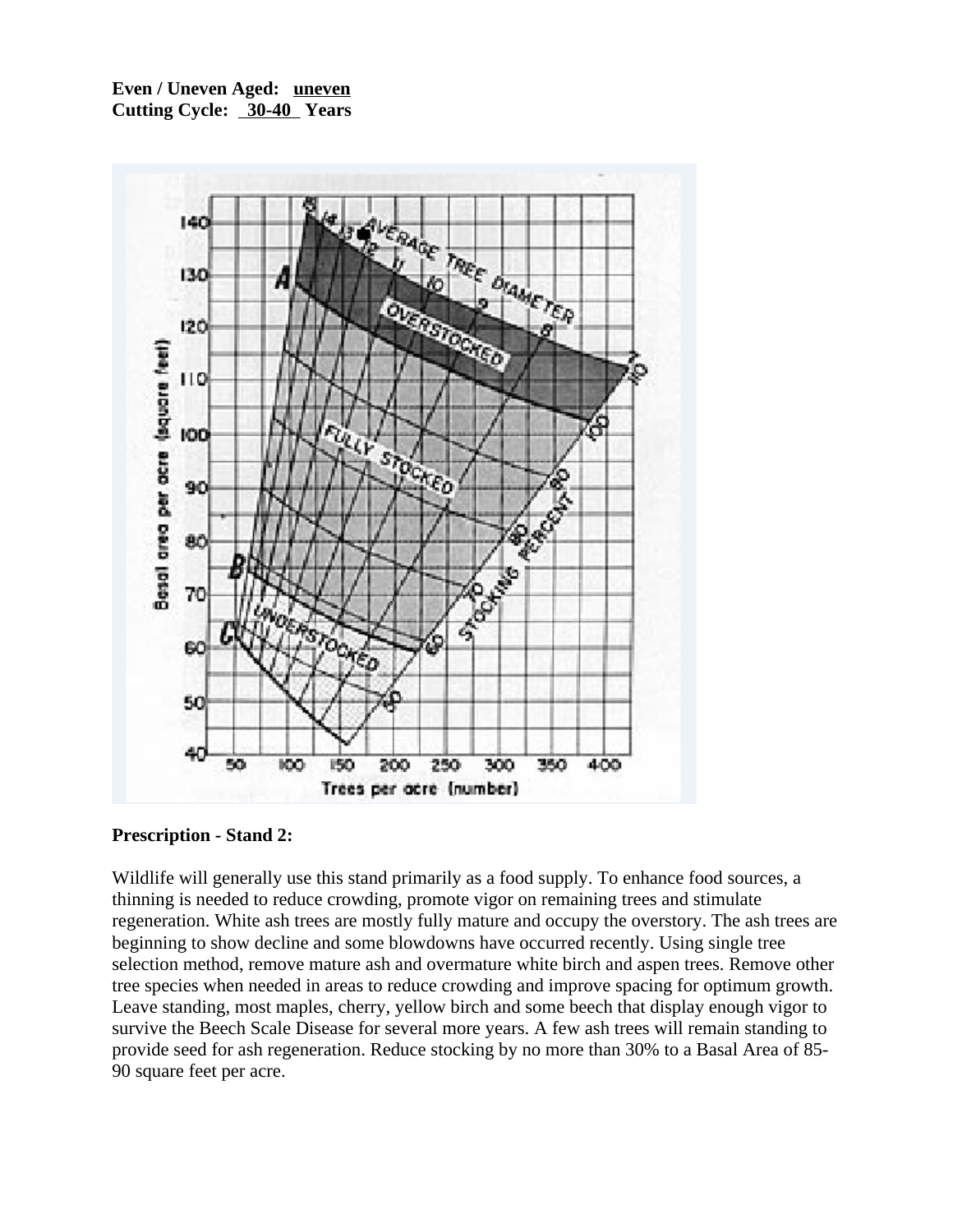**Even / Uneven Aged: uneven**
**Cutting Cycle: 30-40 Years**

**Prescription - Stand 2:**

Wildlife will generally use this stand primarily as a food supply. To enhance food sources, a thinning is needed to reduce crowding, promote vigor on remaining trees and stimulate regeneration. White ash trees are mostly fully mature and occupy the overstory. The ash trees are beginning to show decline and some blowdowns have occurred recently. Using single tree selection method, remove mature ash and overmature white birch and aspen trees. Remove other tree species when needed in areas to reduce crowding and improve spacing for optimum growth. Leave standing, most maples, cherry, yellow birch and some beech that display enough vigor to survive the Beech Scale Disease for several more years. A few ash trees will remain standing to provide seed for ash regeneration. Reduce stocking by no more than 30% to a Basal Area of 85-90 square feet per acre.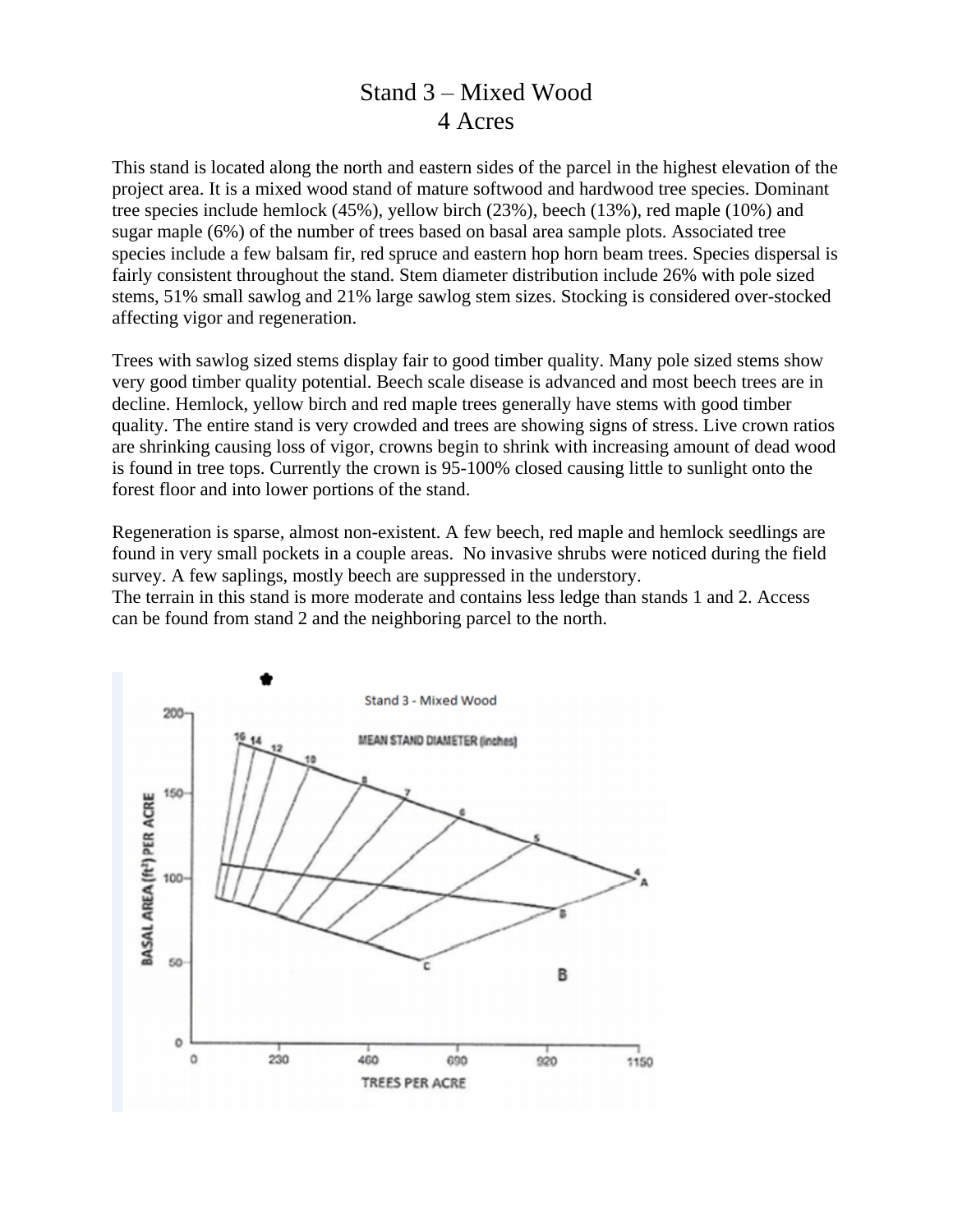# Stand 3 – Mixed Wood
# 4 Acres

This stand is located along the north and eastern sides of the parcel in the highest elevation of the project area. It is a mixed wood stand of mature softwood and hardwood tree species. Dominant tree species include hemlock (45%), yellow birch (23%), beech (13%), red maple (10%) and sugar maple (6%) of the number of trees based on basal area sample plots. Associated tree species include a few balsam fir, red spruce and eastern hop horn beam trees. Species dispersal is fairly consistent throughout the stand. Stem diameter distribution include 26% with pole sized stems, 51% small sawlog and 21% large sawlog stem sizes. Stocking is considered over-stocked affecting vigor and regeneration.

Trees with sawlog sized stems display fair to good timber quality. Many pole sized stems show very good timber quality potential. Beech scale disease is advanced and most beech trees are in decline. Hemlock, yellow birch and red maple trees generally have stems with good timber quality. The entire stand is very crowded and trees are showing signs of stress. Live crown ratios are shrinking causing loss of vigor, crowns begin to shrink with increasing amount of dead wood is found in tree tops. Currently the crown is 95-100% closed causing little to sunlight onto the forest floor and into lower portions of the stand.

Regeneration is sparse, almost non-existent. A few beech, red maple and hemlock seedlings are found in very small pockets in a couple areas. No invasive shrubs were noticed during the field survey. A few saplings, mostly beech are suppressed in the understory.
The terrain in this stand is more moderate and contains less ledge than stands 1 and 2. Access can be found from stand 2 and the neighboring parcel to the north.

Stand 3 - Mixed Wood

MEAN STAND DIAMETER (inches)

BASAL AREA ($ft^2$) PER ACRE

TREES PER ACRE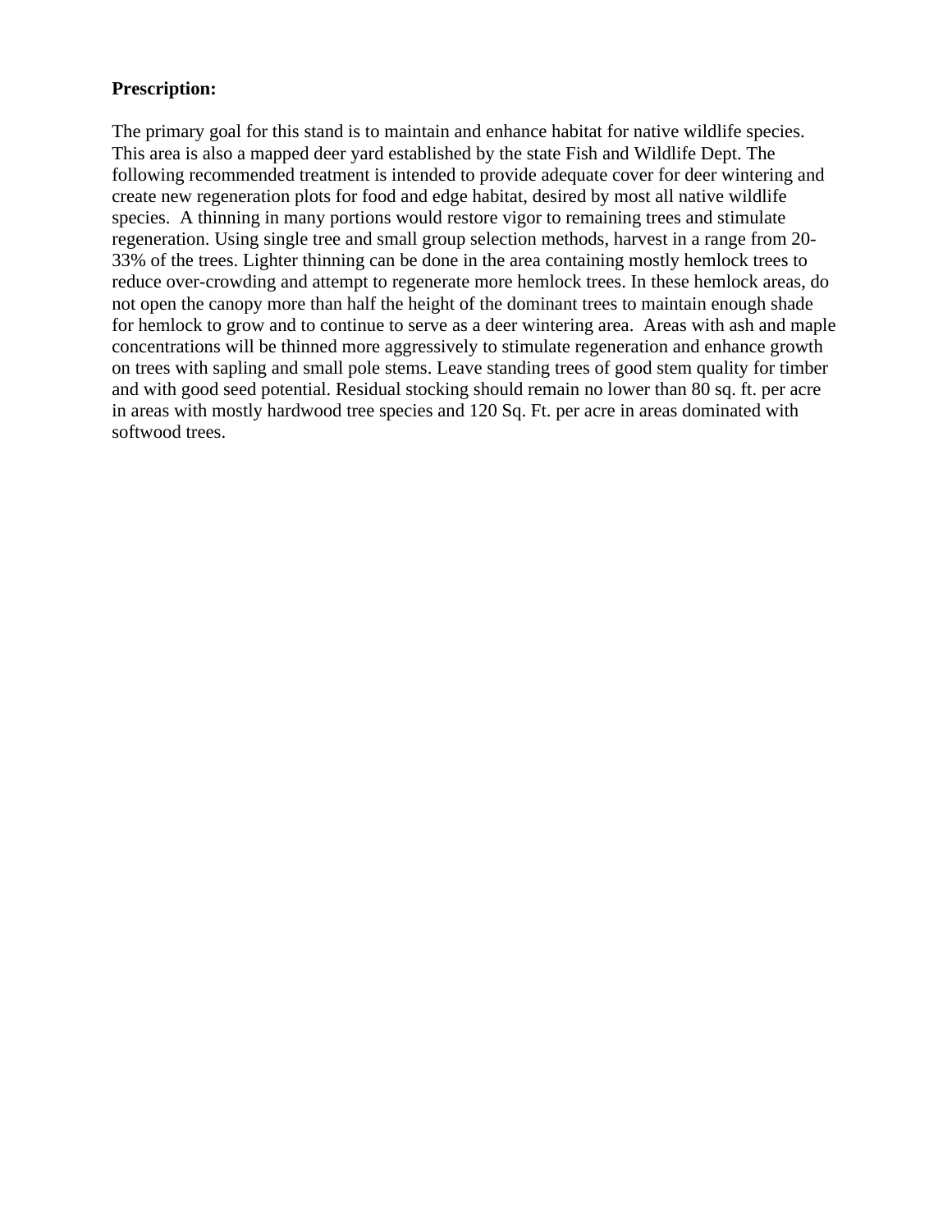**Prescription:**

The primary goal for this stand is to maintain and enhance habitat for native wildlife species. This area is also a mapped deer yard established by the state Fish and Wildlife Dept. The following recommended treatment is intended to provide adequate cover for deer wintering and create new regeneration plots for food and edge habitat, desired by most all native wildlife species.  A thinning in many portions would restore vigor to remaining trees and stimulate regeneration. Using single tree and small group selection methods, harvest in a range from 20-33% of the trees. Lighter thinning can be done in the area containing mostly hemlock trees to reduce over-crowding and attempt to regenerate more hemlock trees. In these hemlock areas, do not open the canopy more than half the height of the dominant trees to maintain enough shade for hemlock to grow and to continue to serve as a deer wintering area.  Areas with ash and maple concentrations will be thinned more aggressively to stimulate regeneration and enhance growth on trees with sapling and small pole stems. Leave standing trees of good stem quality for timber and with good seed potential. Residual stocking should remain no lower than 80 sq. ft. per acre in areas with mostly hardwood tree species and 120 Sq. Ft. per acre in areas dominated with softwood trees.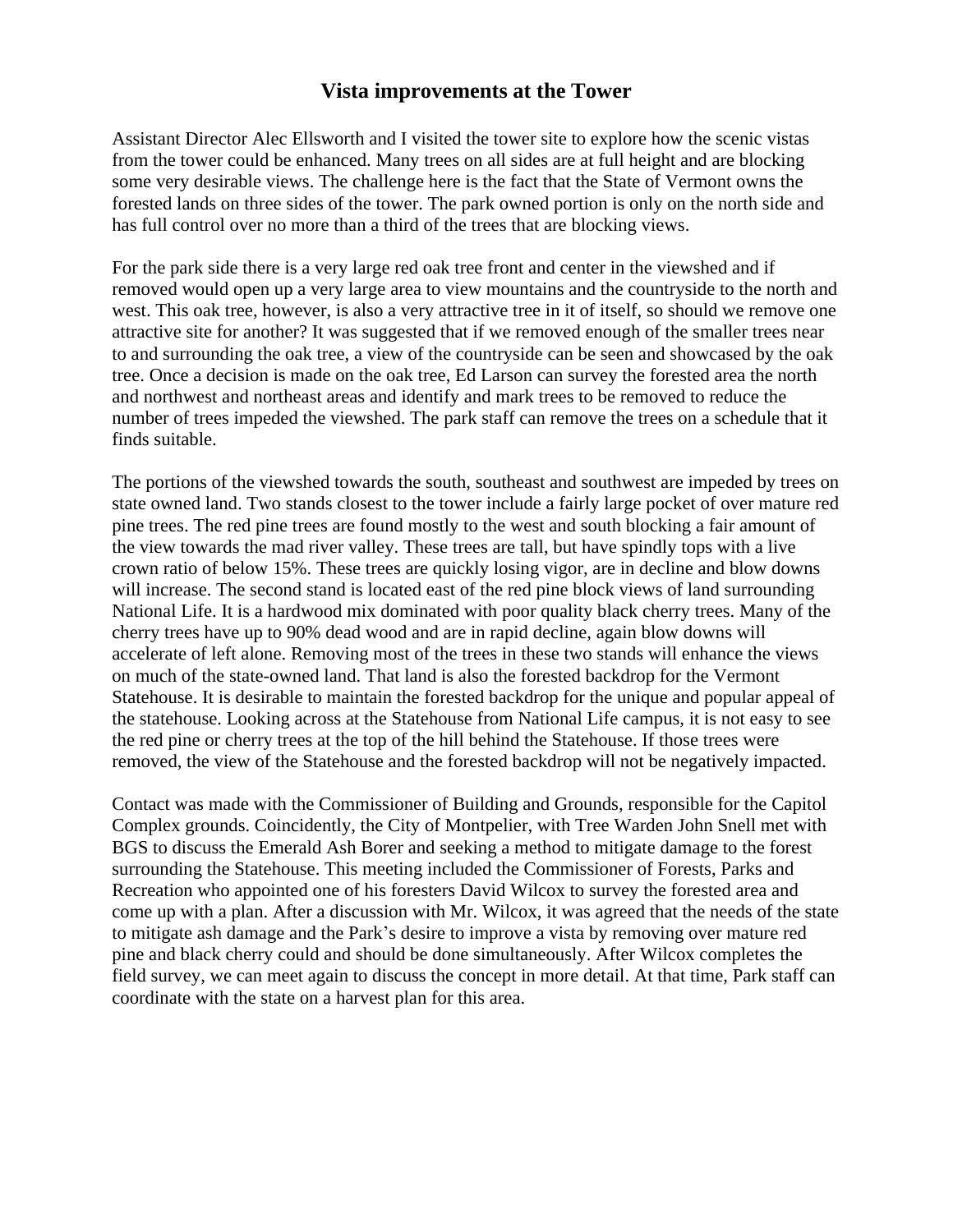# Vista improvements at the Tower

Assistant Director Alec Ellsworth and I visited the tower site to explore how the scenic vistas from the tower could be enhanced. Many trees on all sides are at full height and are blocking some very desirable views. The challenge here is the fact that the State of Vermont owns the forested lands on three sides of the tower. The park owned portion is only on the north side and has full control over no more than a third of the trees that are blocking views.

For the park side there is a very large red oak tree front and center in the viewshed and if removed would open up a very large area to view mountains and the countryside to the north and west. This oak tree, however, is also a very attractive tree in it of itself, so should we remove one attractive site for another? It was suggested that if we removed enough of the smaller trees near to and surrounding the oak tree, a view of the countryside can be seen and showcased by the oak tree. Once a decision is made on the oak tree, Ed Larson can survey the forested area the north and northwest and northeast areas and identify and mark trees to be removed to reduce the number of trees impeded the viewshed. The park staff can remove the trees on a schedule that it finds suitable.

The portions of the viewshed towards the south, southeast and southwest are impeded by trees on state owned land. Two stands closest to the tower include a fairly large pocket of over mature red pine trees. The red pine trees are found mostly to the west and south blocking a fair amount of the view towards the mad river valley. These trees are tall, but have spindly tops with a live crown ratio of below 15%. These trees are quickly losing vigor, are in decline and blow downs will increase. The second stand is located east of the red pine block views of land surrounding National Life. It is a hardwood mix dominated with poor quality black cherry trees. Many of the cherry trees have up to 90% dead wood and are in rapid decline, again blow downs will accelerate of left alone. Removing most of the trees in these two stands will enhance the views on much of the state-owned land. That land is also the forested backdrop for the Vermont Statehouse. It is desirable to maintain the forested backdrop for the unique and popular appeal of the statehouse. Looking across at the Statehouse from National Life campus, it is not easy to see the red pine or cherry trees at the top of the hill behind the Statehouse. If those trees were removed, the view of the Statehouse and the forested backdrop will not be negatively impacted.

Contact was made with the Commissioner of Building and Grounds, responsible for the Capitol Complex grounds. Coincidently, the City of Montpelier, with Tree Warden John Snell met with BGS to discuss the Emerald Ash Borer and seeking a method to mitigate damage to the forest surrounding the Statehouse. This meeting included the Commissioner of Forests, Parks and Recreation who appointed one of his foresters David Wilcox to survey the forested area and come up with a plan. After a discussion with Mr. Wilcox, it was agreed that the needs of the state to mitigate ash damage and the Park's desire to improve a vista by removing over mature red pine and black cherry could and should be done simultaneously. After Wilcox completes the field survey, we can meet again to discuss the concept in more detail. At that time, Park staff can coordinate with the state on a harvest plan for this area.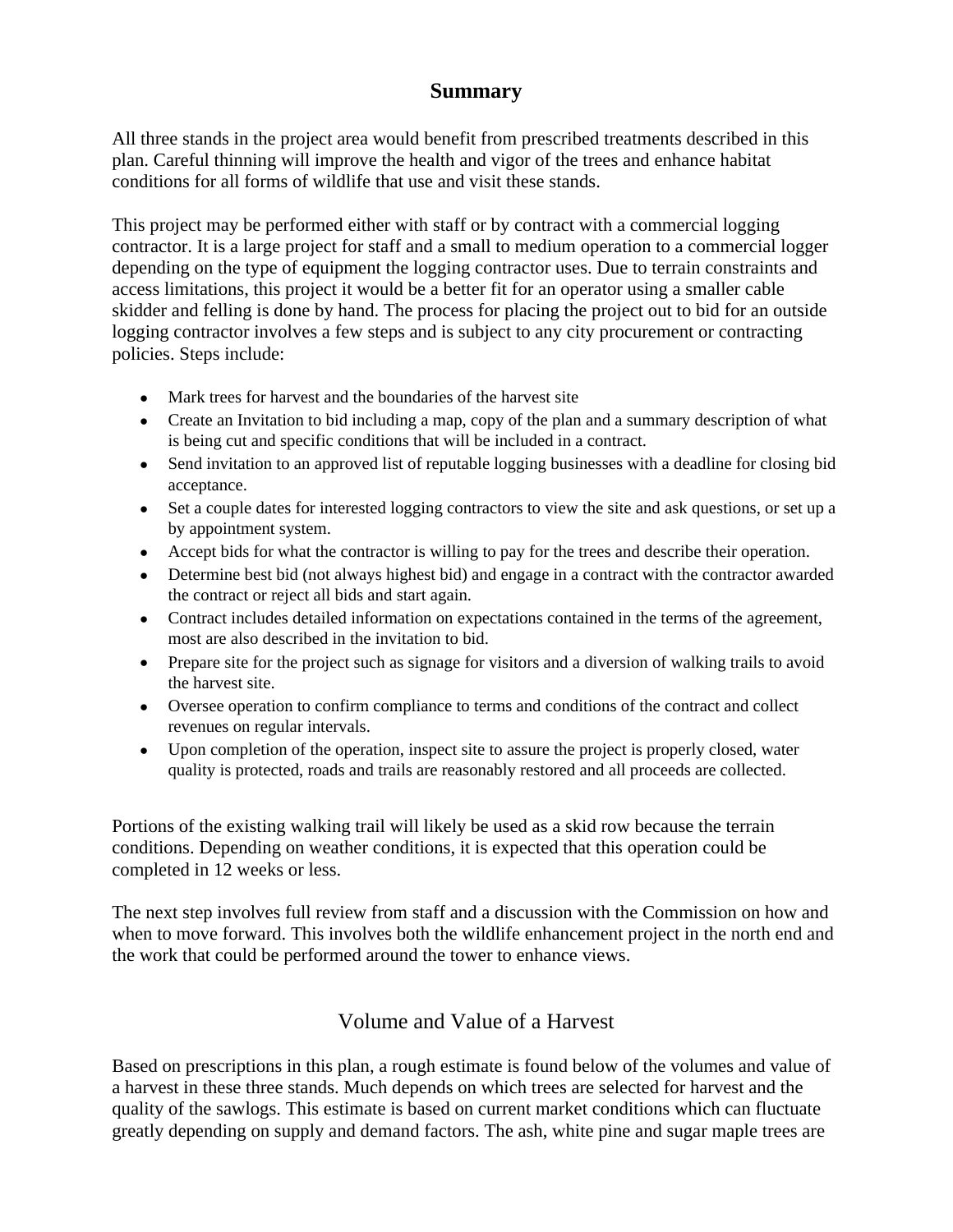## Summary

All three stands in the project area would benefit from prescribed treatments described in this plan. Careful thinning will improve the health and vigor of the trees and enhance habitat conditions for all forms of wildlife that use and visit these stands.

This project may be performed either with staff or by contract with a commercial logging contractor. It is a large project for staff and a small to medium operation to a commercial logger depending on the type of equipment the logging contractor uses. Due to terrain constraints and access limitations, this project it would be a better fit for an operator using a smaller cable skidder and felling is done by hand. The process for placing the project out to bid for an outside logging contractor involves a few steps and is subject to any city procurement or contracting policies. Steps include:

- Mark trees for harvest and the boundaries of the harvest site
- Create an Invitation to bid including a map, copy of the plan and a summary description of what is being cut and specific conditions that will be included in a contract.
- Send invitation to an approved list of reputable logging businesses with a deadline for closing bid acceptance.
- Set a couple dates for interested logging contractors to view the site and ask questions, or set up a by appointment system.
- Accept bids for what the contractor is willing to pay for the trees and describe their operation.
- Determine best bid (not always highest bid) and engage in a contract with the contractor awarded the contract or reject all bids and start again.
- Contract includes detailed information on expectations contained in the terms of the agreement, most are also described in the invitation to bid.
- Prepare site for the project such as signage for visitors and a diversion of walking trails to avoid the harvest site.
- Oversee operation to confirm compliance to terms and conditions of the contract and collect revenues on regular intervals.
- Upon completion of the operation, inspect site to assure the project is properly closed, water quality is protected, roads and trails are reasonably restored and all proceeds are collected.

Portions of the existing walking trail will likely be used as a skid row because the terrain conditions. Depending on weather conditions, it is expected that this operation could be completed in 12 weeks or less.

The next step involves full review from staff and a discussion with the Commission on how and when to move forward. This involves both the wildlife enhancement project in the north end and the work that could be performed around the tower to enhance views.

## Volume and Value of a Harvest

Based on prescriptions in this plan, a rough estimate is found below of the volumes and value of a harvest in these three stands. Much depends on which trees are selected for harvest and the quality of the sawlogs. This estimate is based on current market conditions which can fluctuate greatly depending on supply and demand factors. The ash, white pine and sugar maple trees are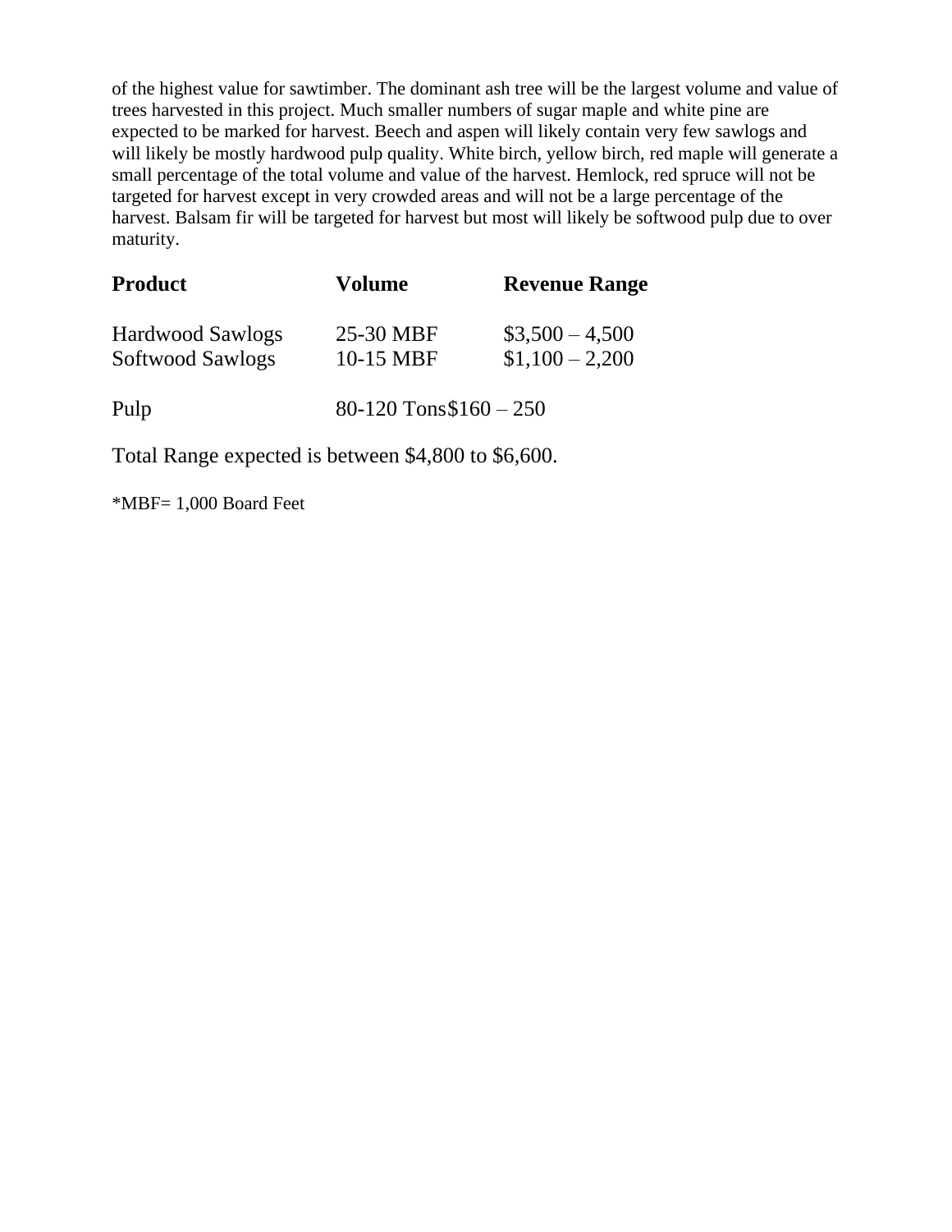of the highest value for sawtimber. The dominant ash tree will be the largest volume and value of trees harvested in this project. Much smaller numbers of sugar maple and white pine are expected to be marked for harvest. Beech and aspen will likely contain very few sawlogs and will likely be mostly hardwood pulp quality. White birch, yellow birch, red maple will generate a small percentage of the total volume and value of the harvest. Hemlock, red spruce will not be targeted for harvest except in very crowded areas and will not be a large percentage of the harvest. Balsam fir will be targeted for harvest but most will likely be softwood pulp due to over maturity.

| Product | Volume | Revenue Range |
|---|---|---|
| Hardwood Sawlogs | 25-30 MBF | $3,500 – 4,500 |
| Softwood Sawlogs | 10-15 MBF | $1,100 – 2,200 |
| Pulp | 80-120 Tons | $160 – 250 |

Total Range expected is between $4,800 to $6,600.

*MBF= 1,000 Board Feet